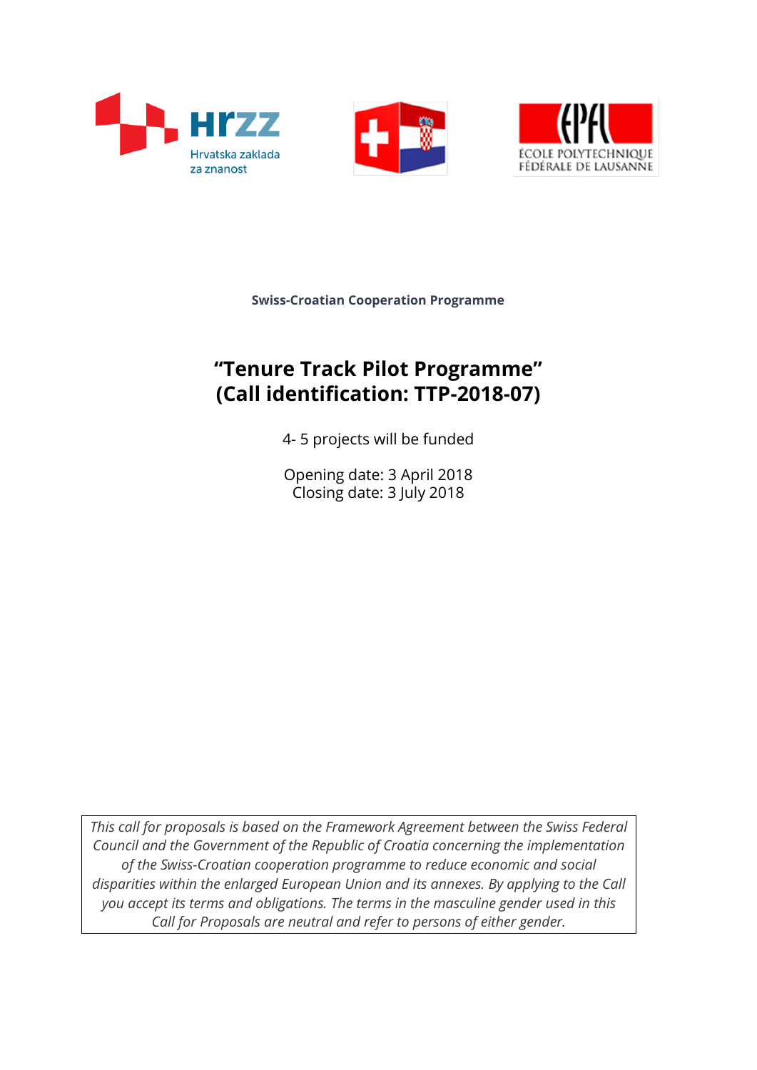Hrvatska zaklada za znanost

ÉCOLE POLYTECHNIQUE FÉDÉRALE DE LAUSANNE

**Swiss-Croatian Cooperation Programme**

# "Tenure Track Pilot Programme" (Call identification: TTP-2018-07)

4- 5 projects will be funded

Opening date: 3 April 2018
Closing date: 3 July 2018

*This call for proposals is based on the Framework Agreement between the Swiss Federal Council and the Government of the Republic of Croatia concerning the implementation of the Swiss-Croatian cooperation programme to reduce economic and social disparities within the enlarged European Union and its annexes. By applying to the Call you accept its terms and obligations. The terms in the masculine gender used in this Call for Proposals are neutral and refer to persons of either gender.*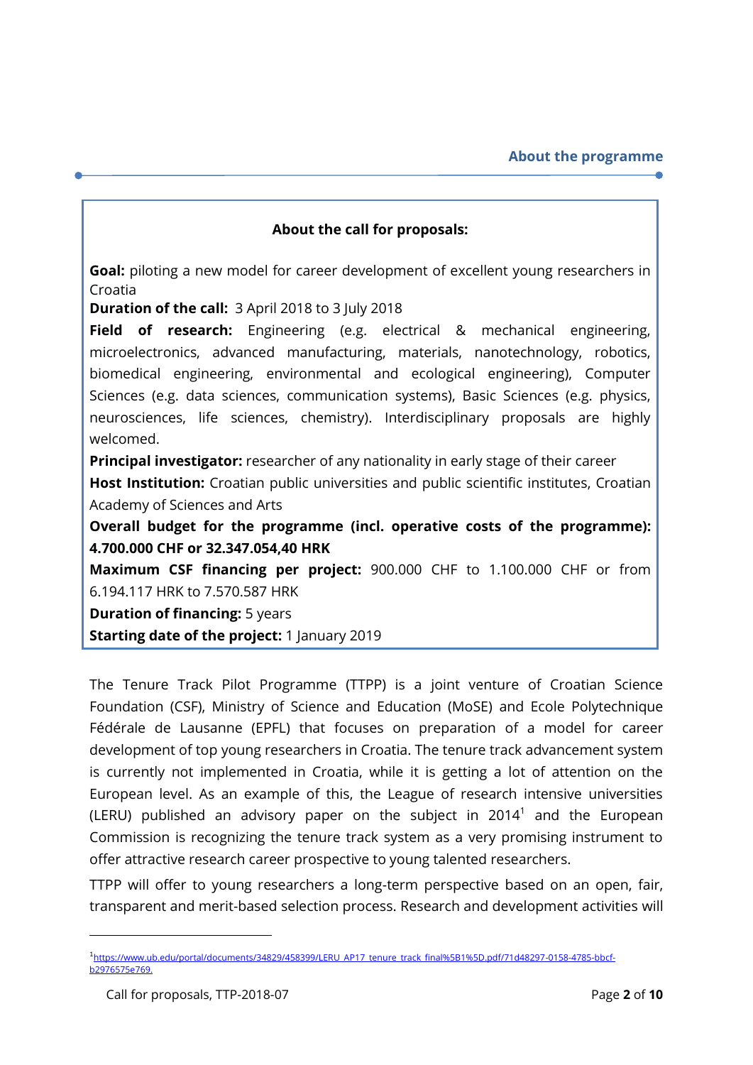## About the programme

**About the call for proposals:**

**Goal:** piloting a new model for career development of excellent young researchers in Croatia
**Duration of the call:** 3 April 2018 to 3 July 2018
**Field of research:** Engineering (e.g. electrical & mechanical engineering, microelectronics, advanced manufacturing, materials, nanotechnology, robotics, biomedical engineering, environmental and ecological engineering), Computer Sciences (e.g. data sciences, communication systems), Basic Sciences (e.g. physics, neurosciences, life sciences, chemistry). Interdisciplinary proposals are highly welcomed.
**Principal investigator:** researcher of any nationality in early stage of their career
**Host Institution:** Croatian public universities and public scientific institutes, Croatian Academy of Sciences and Arts
**Overall budget for the programme (incl. operative costs of the programme): 4.700.000 CHF or 32.347.054,40 HRK**
**Maximum CSF financing per project:** 900.000 CHF to 1.100.000 CHF or from 6.194.117 HRK to 7.570.587 HRK
**Duration of financing:** 5 years
**Starting date of the project:** 1 January 2019

The Tenure Track Pilot Programme (TTPP) is a joint venture of Croatian Science Foundation (CSF), Ministry of Science and Education (MoSE) and Ecole Polytechnique Fédérale de Lausanne (EPFL) that focuses on preparation of a model for career development of top young researchers in Croatia. The tenure track advancement system is currently not implemented in Croatia, while it is getting a lot of attention on the European level. As an example of this, the League of research intensive universities (LERU) published an advisory paper on the subject in 2014[1] and the European Commission is recognizing the tenure track system as a very promising instrument to offer attractive research career prospective to young talented researchers.

TTPP will offer to young researchers a long-term perspective based on an open, fair, transparent and merit-based selection process. Research and development activities will

---

[1] https://www.ub.edu/portal/documents/34829/458399/LERU_AP17_tenure_track_final%5B1%5D.pdf/71d48297-0158-4785-bbcf-b2976575e769.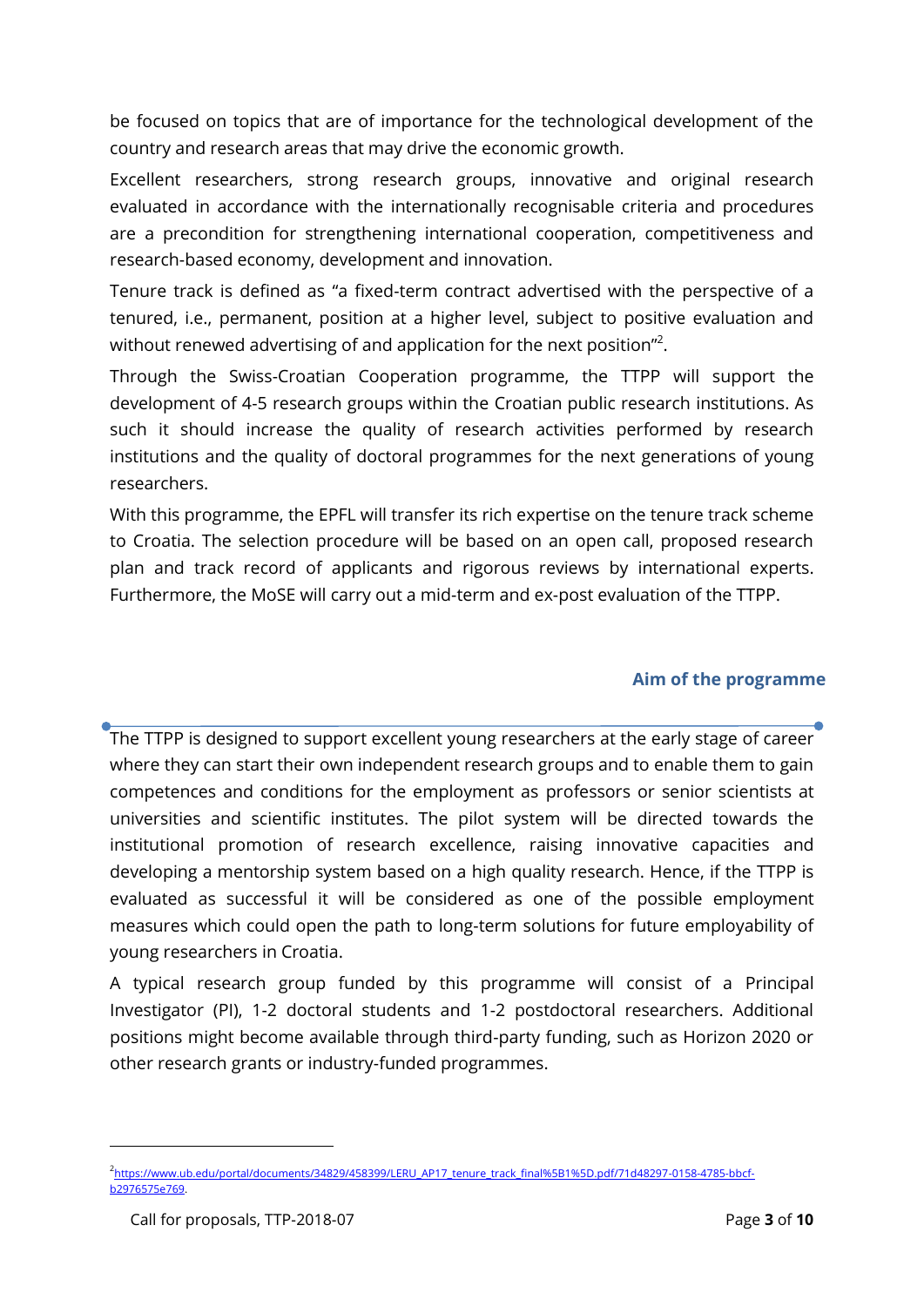be focused on topics that are of importance for the technological development of the country and research areas that may drive the economic growth.

Excellent researchers, strong research groups, innovative and original research evaluated in accordance with the internationally recognisable criteria and procedures are a precondition for strengthening international cooperation, competitiveness and research-based economy, development and innovation.

Tenure track is defined as "a fixed-term contract advertised with the perspective of a tenured, i.e., permanent, position at a higher level, subject to positive evaluation and without renewed advertising of and application for the next position"[2].

Through the Swiss-Croatian Cooperation programme, the TTPP will support the development of 4-5 research groups within the Croatian public research institutions. As such it should increase the quality of research activities performed by research institutions and the quality of doctoral programmes for the next generations of young researchers.

With this programme, the EPFL will transfer its rich expertise on the tenure track scheme to Croatia. The selection procedure will be based on an open call, proposed research plan and track record of applicants and rigorous reviews by international experts. Furthermore, the MoSE will carry out a mid-term and ex-post evaluation of the TTPP.

## Aim of the programme

The TTPP is designed to support excellent young researchers at the early stage of career where they can start their own independent research groups and to enable them to gain competences and conditions for the employment as professors or senior scientists at universities and scientific institutes. The pilot system will be directed towards the institutional promotion of research excellence, raising innovative capacities and developing a mentorship system based on a high quality research. Hence, if the TTPP is evaluated as successful it will be considered as one of the possible employment measures which could open the path to long-term solutions for future employability of young researchers in Croatia.

A typical research group funded by this programme will consist of a Principal Investigator (PI), 1-2 doctoral students and 1-2 postdoctoral researchers. Additional positions might become available through third-party funding, such as Horizon 2020 or other research grants or industry-funded programmes.

---

[2] https://www.ub.edu/portal/documents/34829/458399/LERU_AP17_tenure_track_final%5B1%5D.pdf/71d48297-0158-4785-bbcf-b2976575e769.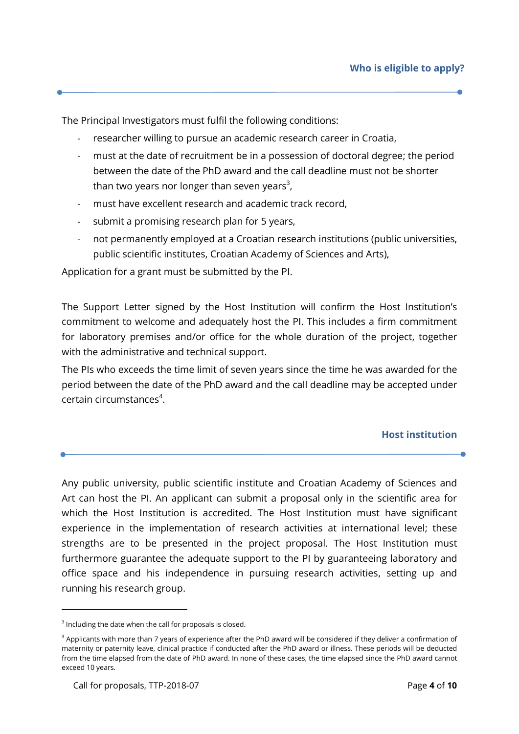## Who is eligible to apply?

The Principal Investigators must fulfil the following conditions:

- researcher willing to pursue an academic research career in Croatia,
- must at the date of recruitment be in a possession of doctoral degree; the period between the date of the PhD award and the call deadline must not be shorter than two years nor longer than seven years[3],
- must have excellent research and academic track record,
- submit a promising research plan for 5 years,
- not permanently employed at a Croatian research institutions (public universities, public scientific institutes, Croatian Academy of Sciences and Arts),

Application for a grant must be submitted by the PI.

The Support Letter signed by the Host Institution will confirm the Host Institution's commitment to welcome and adequately host the PI. This includes a firm commitment for laboratory premises and/or office for the whole duration of the project, together with the administrative and technical support.

The PIs who exceeds the time limit of seven years since the time he was awarded for the period between the date of the PhD award and the call deadline may be accepted under certain circumstances[4].

## Host institution

Any public university, public scientific institute and Croatian Academy of Sciences and Art can host the PI. An applicant can submit a proposal only in the scientific area for which the Host Institution is accredited. The Host Institution must have significant experience in the implementation of research activities at international level; these strengths are to be presented in the project proposal. The Host Institution must furthermore guarantee the adequate support to the PI by guaranteeing laboratory and office space and his independence in pursuing research activities, setting up and running his research group.

---

[3] Including the date when the call for proposals is closed.

[3] Applicants with more than 7 years of experience after the PhD award will be considered if they deliver a confirmation of maternity or paternity leave, clinical practice if conducted after the PhD award or illness. These periods will be deducted from the time elapsed from the date of PhD award. In none of these cases, the time elapsed since the PhD award cannot exceed 10 years.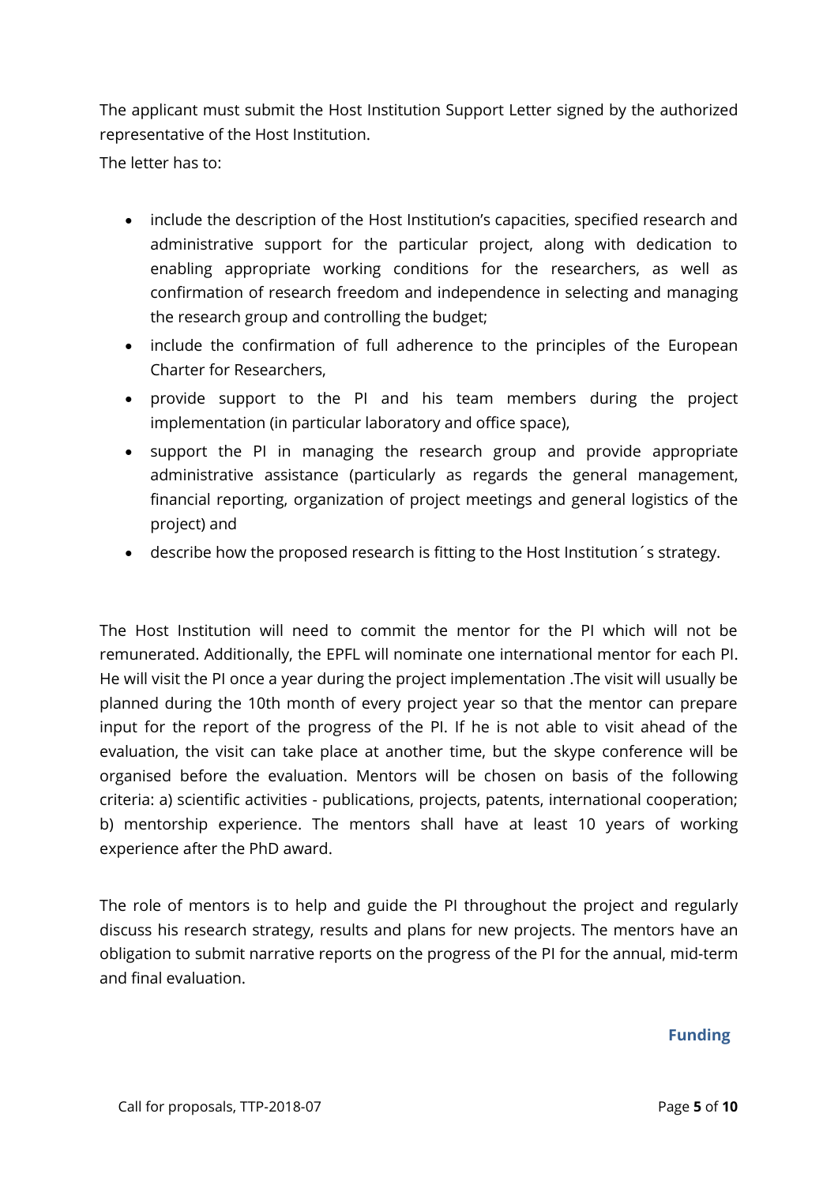The applicant must submit the Host Institution Support Letter signed by the authorized representative of the Host Institution.

The letter has to:

- include the description of the Host Institution's capacities, specified research and administrative support for the particular project, along with dedication to enabling appropriate working conditions for the researchers, as well as confirmation of research freedom and independence in selecting and managing the research group and controlling the budget;
- include the confirmation of full adherence to the principles of the European Charter for Researchers,
- provide support to the PI and his team members during the project implementation (in particular laboratory and office space),
- support the PI in managing the research group and provide appropriate administrative assistance (particularly as regards the general management, financial reporting, organization of project meetings and general logistics of the project) and
- describe how the proposed research is fitting to the Host Institution´s strategy.

The Host Institution will need to commit the mentor for the PI which will not be remunerated. Additionally, the EPFL will nominate one international mentor for each PI. He will visit the PI once a year during the project implementation .The visit will usually be planned during the 10th month of every project year so that the mentor can prepare input for the report of the progress of the PI. If he is not able to visit ahead of the evaluation, the visit can take place at another time, but the skype conference will be organised before the evaluation. Mentors will be chosen on basis of the following criteria: a) scientific activities - publications, projects, patents, international cooperation; b) mentorship experience. The mentors shall have at least 10 years of working experience after the PhD award.

The role of mentors is to help and guide the PI throughout the project and regularly discuss his research strategy, results and plans for new projects. The mentors have an obligation to submit narrative reports on the progress of the PI for the annual, mid-term and final evaluation.

## Funding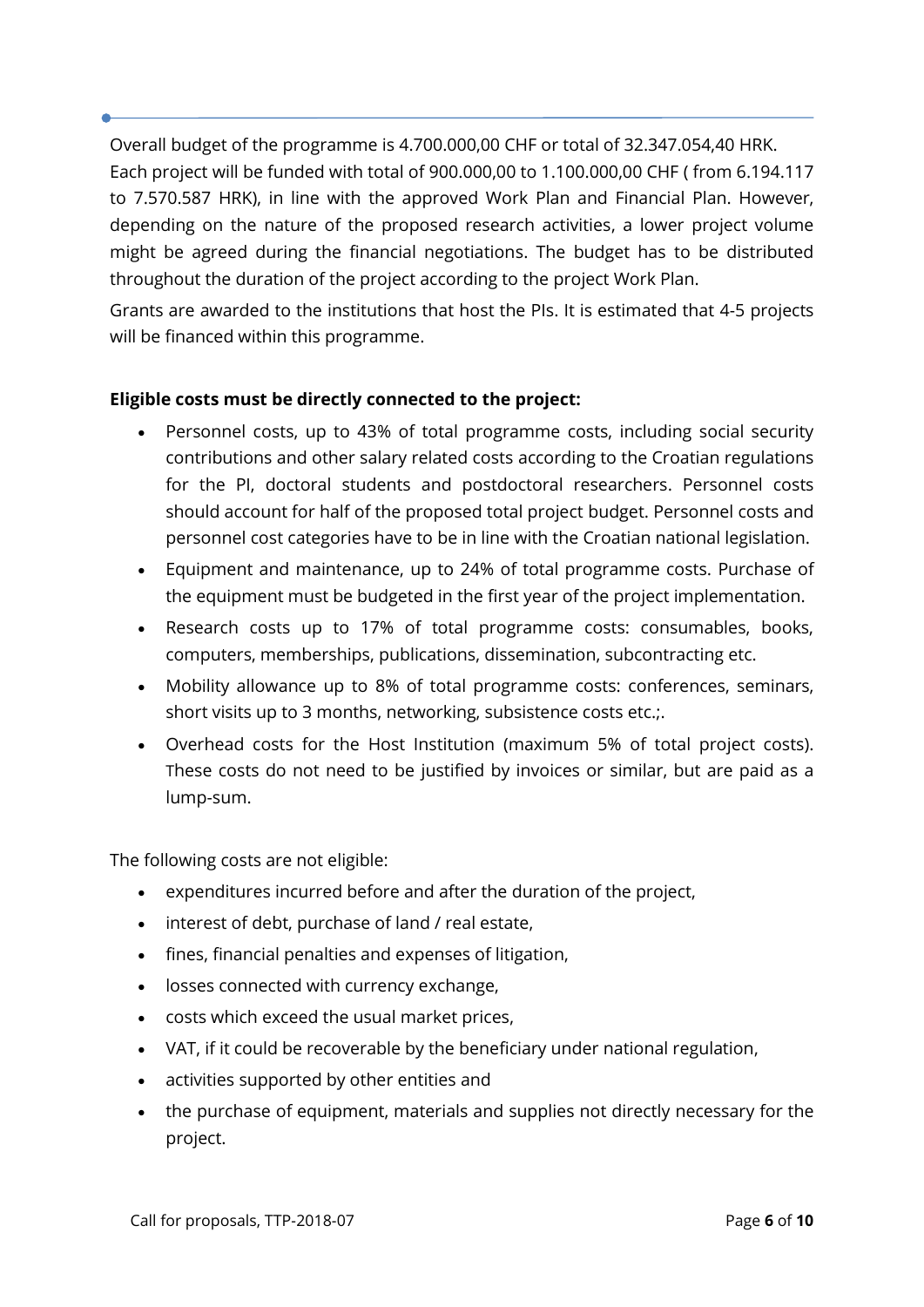Overall budget of the programme is 4.700.000,00 CHF or total of 32.347.054,40 HRK. Each project will be funded with total of 900.000,00 to 1.100.000,00 CHF ( from 6.194.117 to 7.570.587 HRK), in line with the approved Work Plan and Financial Plan. However, depending on the nature of the proposed research activities, a lower project volume might be agreed during the financial negotiations. The budget has to be distributed throughout the duration of the project according to the project Work Plan.

Grants are awarded to the institutions that host the PIs. It is estimated that 4-5 projects will be financed within this programme.

**Eligible costs must be directly connected to the project:**

- Personnel costs, up to 43% of total programme costs, including social security contributions and other salary related costs according to the Croatian regulations for the PI, doctoral students and postdoctoral researchers. Personnel costs should account for half of the proposed total project budget. Personnel costs and personnel cost categories have to be in line with the Croatian national legislation.
- Equipment and maintenance, up to 24% of total programme costs. Purchase of the equipment must be budgeted in the first year of the project implementation.
- Research costs up to 17% of total programme costs: consumables, books, computers, memberships, publications, dissemination, subcontracting etc.
- Mobility allowance up to 8% of total programme costs: conferences, seminars, short visits up to 3 months, networking, subsistence costs etc.;.
- Overhead costs for the Host Institution (maximum 5% of total project costs). These costs do not need to be justified by invoices or similar, but are paid as a lump-sum.

The following costs are not eligible:

- expenditures incurred before and after the duration of the project,
- interest of debt, purchase of land / real estate,
- fines, financial penalties and expenses of litigation,
- losses connected with currency exchange,
- costs which exceed the usual market prices,
- VAT, if it could be recoverable by the beneficiary under national regulation,
- activities supported by other entities and
- the purchase of equipment, materials and supplies not directly necessary for the project.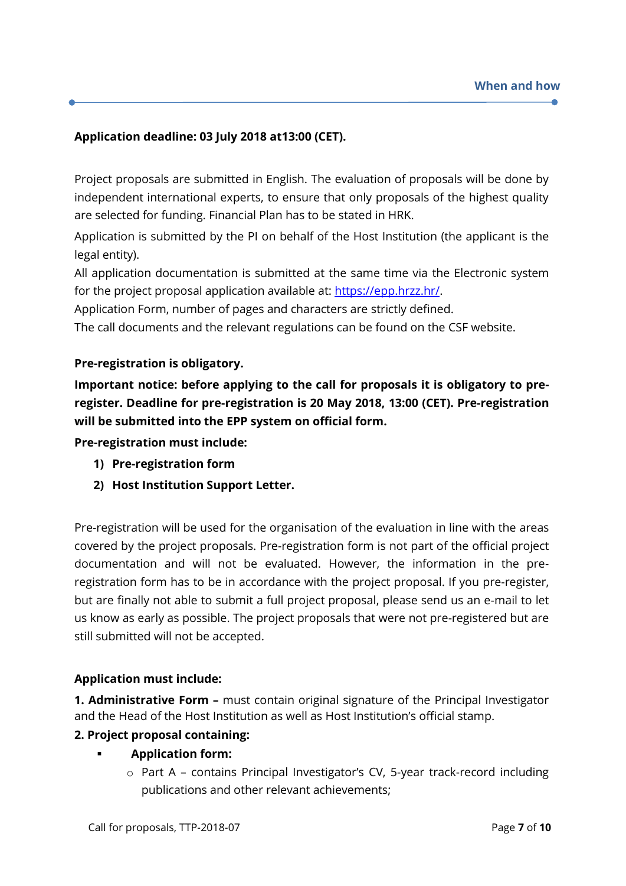**Application deadline: 03 July 2018 at13:00 (CET).**

Project proposals are submitted in English. The evaluation of proposals will be done by independent international experts, to ensure that only proposals of the highest quality are selected for funding. Financial Plan has to be stated in HRK.

Application is submitted by the PI on behalf of the Host Institution (the applicant is the legal entity).

All application documentation is submitted at the same time via the Electronic system for the project proposal application available at: [https://epp.hrzz.hr/](https://epp.hrzz.hr/).

Application Form, number of pages and characters are strictly defined.

The call documents and the relevant regulations can be found on the CSF website.

**Pre-registration is obligatory.**

**Important notice: before applying to the call for proposals it is obligatory to pre-register. Deadline for pre-registration is 20 May 2018, 13:00 (CET). Pre-registration will be submitted into the EPP system on official form.**

**Pre-registration must include:**

1) **Pre-registration form**
2) **Host Institution Support Letter.**

Pre-registration will be used for the organisation of the evaluation in line with the areas covered by the project proposals. Pre-registration form is not part of the official project documentation and will not be evaluated. However, the information in the pre-registration form has to be in accordance with the project proposal. If you pre-register, but are finally not able to submit a full project proposal, please send us an e-mail to let us know as early as possible. The project proposals that were not pre-registered but are still submitted will not be accepted.

**Application must include:**

**1. Administrative Form –** must contain original signature of the Principal Investigator and the Head of the Host Institution as well as Host Institution's official stamp.

**2. Project proposal containing:**

- **Application form:**
  - Part A – contains Principal Investigator's CV, 5-year track-record including publications and other relevant achievements;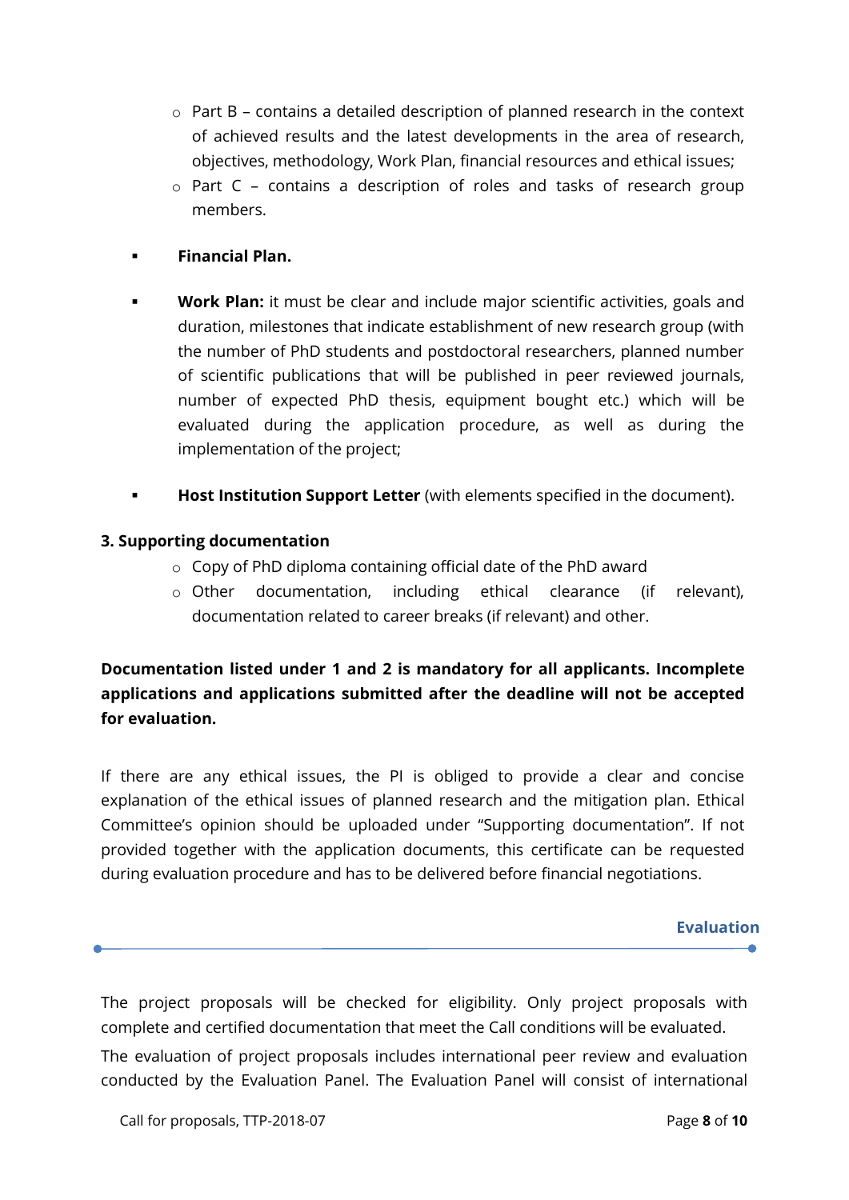- Part B – contains a detailed description of planned research in the context of achieved results and the latest developments in the area of research, objectives, methodology, Work Plan, financial resources and ethical issues;
   - Part C – contains a description of roles and tasks of research group members.

- **Financial Plan.**

- **Work Plan:** it must be clear and include major scientific activities, goals and duration, milestones that indicate establishment of new research group (with the number of PhD students and postdoctoral researchers, planned number of scientific publications that will be published in peer reviewed journals, number of expected PhD thesis, equipment bought etc.) which will be evaluated during the application procedure, as well as during the implementation of the project;

- **Host Institution Support Letter** (with elements specified in the document).

**3. Supporting documentation**

- Copy of PhD diploma containing official date of the PhD award
- Other documentation, including ethical clearance (if relevant), documentation related to career breaks (if relevant) and other.

**Documentation listed under 1 and 2 is mandatory for all applicants. Incomplete applications and applications submitted after the deadline will not be accepted for evaluation.**

If there are any ethical issues, the PI is obliged to provide a clear and concise explanation of the ethical issues of planned research and the mitigation plan. Ethical Committee's opinion should be uploaded under "Supporting documentation". If not provided together with the application documents, this certificate can be requested during evaluation procedure and has to be delivered before financial negotiations.

## Evaluation

The project proposals will be checked for eligibility. Only project proposals with complete and certified documentation that meet the Call conditions will be evaluated.

The evaluation of project proposals includes international peer review and evaluation conducted by the Evaluation Panel. The Evaluation Panel will consist of international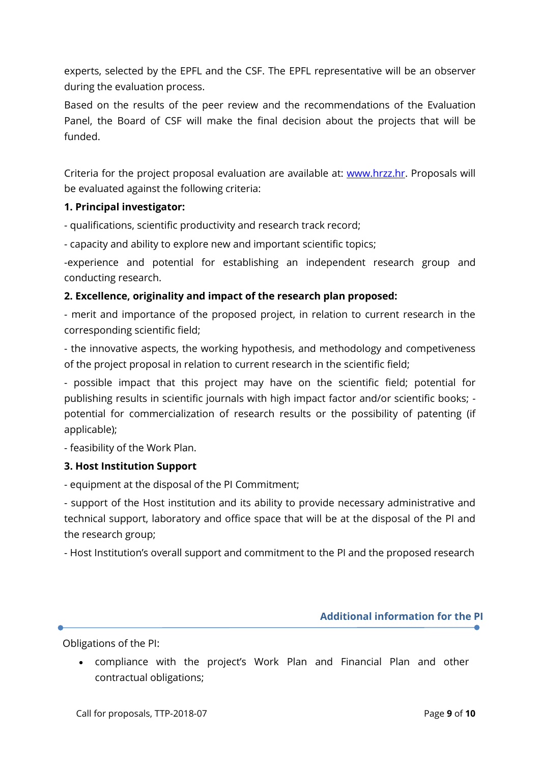experts, selected by the EPFL and the CSF. The EPFL representative will be an observer during the evaluation process.

Based on the results of the peer review and the recommendations of the Evaluation Panel, the Board of CSF will make the final decision about the projects that will be funded.

Criteria for the project proposal evaluation are available at: [www.hrzz.hr](www.hrzz.hr). Proposals will be evaluated against the following criteria:

**1. Principal investigator:**

- qualifications, scientific productivity and research track record;

- capacity and ability to explore new and important scientific topics;

-experience and potential for establishing an independent research group and conducting research.

**2. Excellence, originality and impact of the research plan proposed:**

- merit and importance of the proposed project, in relation to current research in the corresponding scientific field;

- the innovative aspects, the working hypothesis, and methodology and competeviness of the project proposal in relation to current research in the scientific field;

- possible impact that this project may have on the scientific field; potential for publishing results in scientific journals with high impact factor and/or scientific books; -potential for commercialization of research results or the possibility of patenting (if applicable);

- feasibility of the Work Plan.

**3. Host Institution Support**

- equipment at the disposal of the PI Commitment;

- support of the Host institution and its ability to provide necessary administrative and technical support, laboratory and office space that will be at the disposal of the PI and the research group;

- Host Institution's overall support and commitment to the PI and the proposed research

## Additional information for the PI

Obligations of the PI:

- compliance with the project's Work Plan and Financial Plan and other contractual obligations;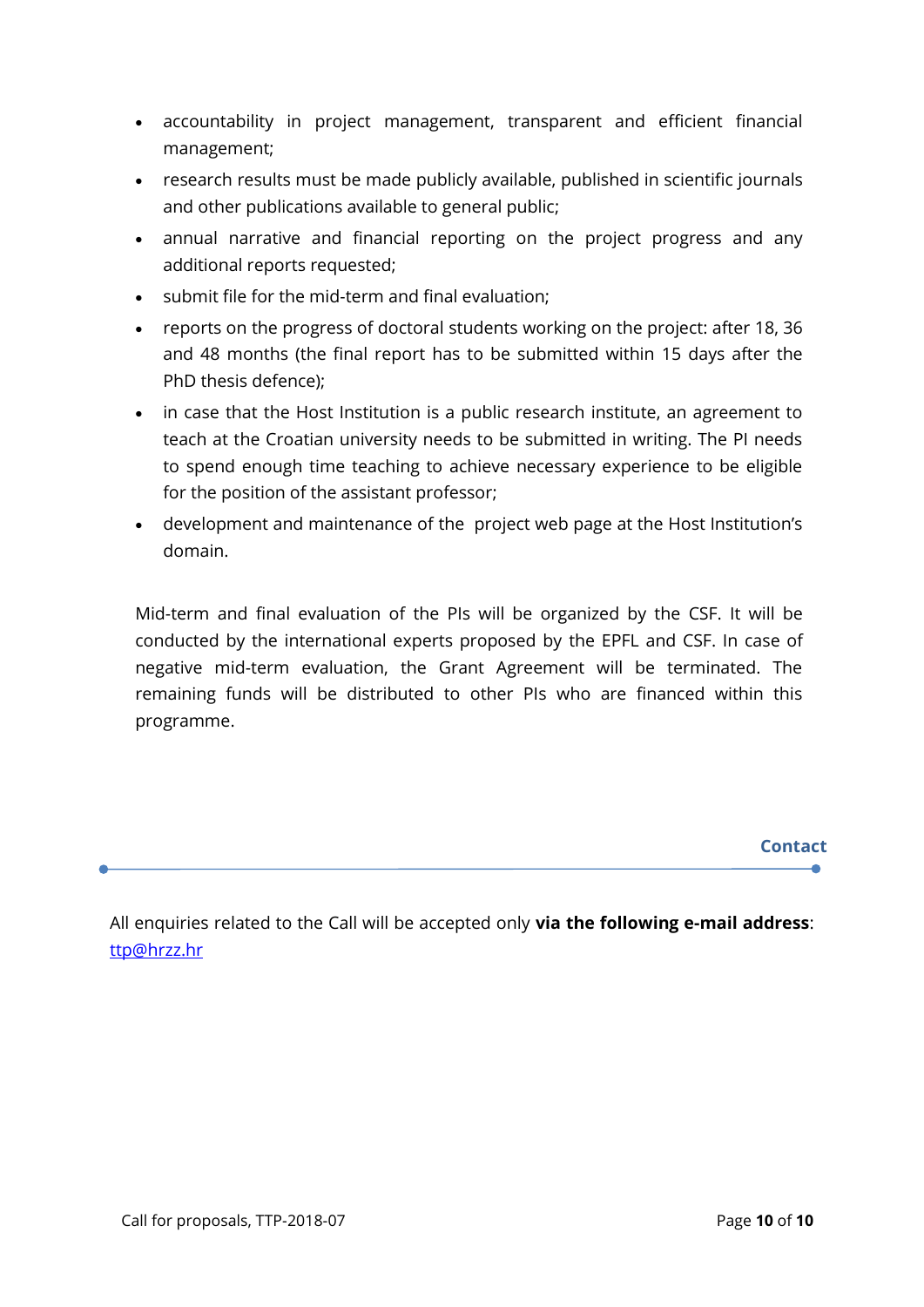- accountability in project management, transparent and efficient financial management;
- research results must be made publicly available, published in scientific journals and other publications available to general public;
- annual narrative and financial reporting on the project progress and any additional reports requested;
- submit file for the mid-term and final evaluation;
- reports on the progress of doctoral students working on the project: after 18, 36 and 48 months (the final report has to be submitted within 15 days after the PhD thesis defence);
- in case that the Host Institution is a public research institute, an agreement to teach at the Croatian university needs to be submitted in writing. The PI needs to spend enough time teaching to achieve necessary experience to be eligible for the position of the assistant professor;
- development and maintenance of the project web page at the Host Institution's domain.

Mid-term and final evaluation of the PIs will be organized by the CSF. It will be conducted by the international experts proposed by the EPFL and CSF. In case of negative mid-term evaluation, the Grant Agreement will be terminated. The remaining funds will be distributed to other PIs who are financed within this programme.

## Contact

All enquiries related to the Call will be accepted only **via the following e-mail address**: ttp@hrzz.hr